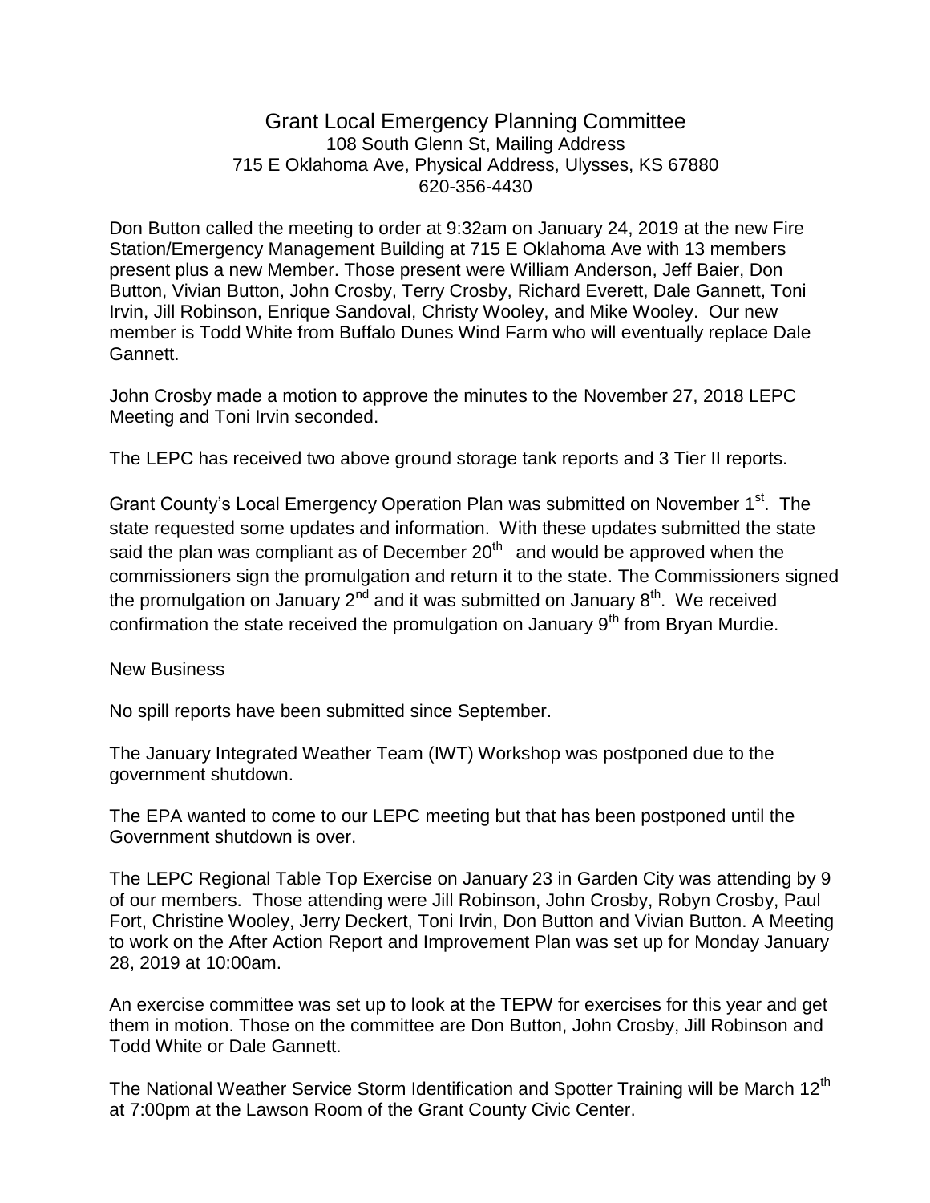# Grant Local Emergency Planning Committee

108 South Glenn St, Mailing Address
715 E Oklahoma Ave, Physical Address, Ulysses, KS 67880
620-356-4430

Don Button called the meeting to order at 9:32am on January 24, 2019 at the new Fire Station/Emergency Management Building at 715 E Oklahoma Ave with 13 members present plus a new Member. Those present were William Anderson, Jeff Baier, Don Button, Vivian Button, John Crosby, Terry Crosby, Richard Everett, Dale Gannett, Toni Irvin, Jill Robinson, Enrique Sandoval, Christy Wooley, and Mike Wooley. Our new member is Todd White from Buffalo Dunes Wind Farm who will eventually replace Dale Gannett.

John Crosby made a motion to approve the minutes to the November 27, 2018 LEPC Meeting and Toni Irvin seconded.

The LEPC has received two above ground storage tank reports and 3 Tier II reports.

Grant County's Local Emergency Operation Plan was submitted on November 1st. The state requested some updates and information. With these updates submitted the state said the plan was compliant as of December 20th and would be approved when the commissioners sign the promulgation and return it to the state. The Commissioners signed the promulgation on January 2nd and it was submitted on January 8th. We received confirmation the state received the promulgation on January 9th from Bryan Murdie.

New Business

No spill reports have been submitted since September.

The January Integrated Weather Team (IWT) Workshop was postponed due to the government shutdown.

The EPA wanted to come to our LEPC meeting but that has been postponed until the Government shutdown is over.

The LEPC Regional Table Top Exercise on January 23 in Garden City was attending by 9 of our members. Those attending were Jill Robinson, John Crosby, Robyn Crosby, Paul Fort, Christine Wooley, Jerry Deckert, Toni Irvin, Don Button and Vivian Button. A Meeting to work on the After Action Report and Improvement Plan was set up for Monday January 28, 2019 at 10:00am.

An exercise committee was set up to look at the TEPW for exercises for this year and get them in motion. Those on the committee are Don Button, John Crosby, Jill Robinson and Todd White or Dale Gannett.

The National Weather Service Storm Identification and Spotter Training will be March 12th at 7:00pm at the Lawson Room of the Grant County Civic Center.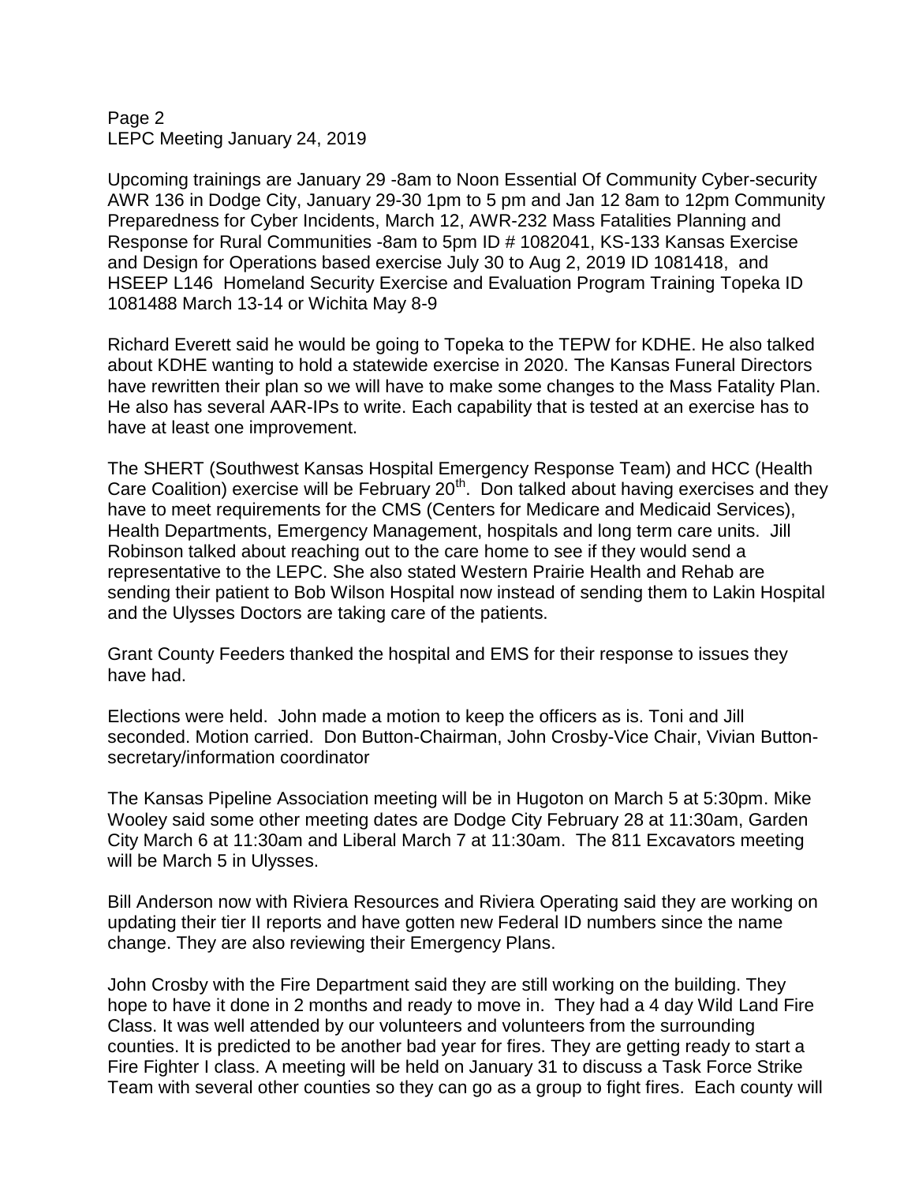Upcoming trainings are January 29 -8am to Noon Essential Of Community Cyber-security AWR 136 in Dodge City, January 29-30 1pm to 5 pm and Jan 12 8am to 12pm Community Preparedness for Cyber Incidents, March 12, AWR-232 Mass Fatalities Planning and Response for Rural Communities -8am to 5pm ID # 1082041, KS-133 Kansas Exercise and Design for Operations based exercise July 30 to Aug 2, 2019 ID 1081418, and HSEEP L146 Homeland Security Exercise and Evaluation Program Training Topeka ID 1081488 March 13-14 or Wichita May 8-9

Richard Everett said he would be going to Topeka to the TEPW for KDHE. He also talked about KDHE wanting to hold a statewide exercise in 2020. The Kansas Funeral Directors have rewritten their plan so we will have to make some changes to the Mass Fatality Plan. He also has several AAR-IPs to write. Each capability that is tested at an exercise has to have at least one improvement.

The SHERT (Southwest Kansas Hospital Emergency Response Team) and HCC (Health Care Coalition) exercise will be February 20th. Don talked about having exercises and they have to meet requirements for the CMS (Centers for Medicare and Medicaid Services), Health Departments, Emergency Management, hospitals and long term care units. Jill Robinson talked about reaching out to the care home to see if they would send a representative to the LEPC. She also stated Western Prairie Health and Rehab are sending their patient to Bob Wilson Hospital now instead of sending them to Lakin Hospital and the Ulysses Doctors are taking care of the patients.

Grant County Feeders thanked the hospital and EMS for their response to issues they have had.

Elections were held. John made a motion to keep the officers as is. Toni and Jill seconded. Motion carried. Don Button-Chairman, John Crosby-Vice Chair, Vivian Button-secretary/information coordinator

The Kansas Pipeline Association meeting will be in Hugoton on March 5 at 5:30pm. Mike Wooley said some other meeting dates are Dodge City February 28 at 11:30am, Garden City March 6 at 11:30am and Liberal March 7 at 11:30am. The 811 Excavators meeting will be March 5 in Ulysses.

Bill Anderson now with Riviera Resources and Riviera Operating said they are working on updating their tier II reports and have gotten new Federal ID numbers since the name change. They are also reviewing their Emergency Plans.

John Crosby with the Fire Department said they are still working on the building. They hope to have it done in 2 months and ready to move in. They had a 4 day Wild Land Fire Class. It was well attended by our volunteers and volunteers from the surrounding counties. It is predicted to be another bad year for fires. They are getting ready to start a Fire Fighter I class. A meeting will be held on January 31 to discuss a Task Force Strike Team with several other counties so they can go as a group to fight fires. Each county will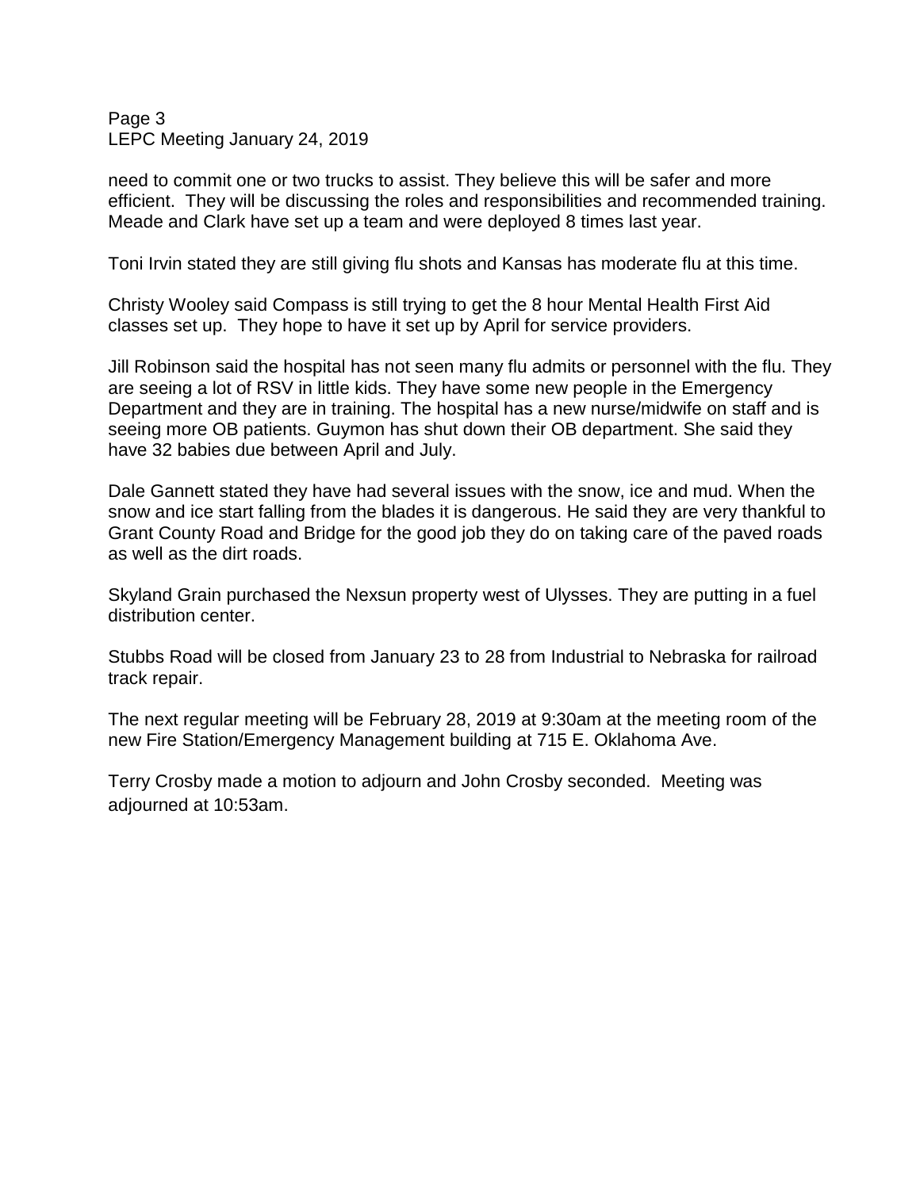need to commit one or two trucks to assist. They believe this will be safer and more efficient. They will be discussing the roles and responsibilities and recommended training. Meade and Clark have set up a team and were deployed 8 times last year.

Toni Irvin stated they are still giving flu shots and Kansas has moderate flu at this time.

Christy Wooley said Compass is still trying to get the 8 hour Mental Health First Aid classes set up. They hope to have it set up by April for service providers.

Jill Robinson said the hospital has not seen many flu admits or personnel with the flu. They are seeing a lot of RSV in little kids. They have some new people in the Emergency Department and they are in training. The hospital has a new nurse/midwife on staff and is seeing more OB patients. Guymon has shut down their OB department. She said they have 32 babies due between April and July.

Dale Gannett stated they have had several issues with the snow, ice and mud. When the snow and ice start falling from the blades it is dangerous. He said they are very thankful to Grant County Road and Bridge for the good job they do on taking care of the paved roads as well as the dirt roads.

Skyland Grain purchased the Nexsun property west of Ulysses. They are putting in a fuel distribution center.

Stubbs Road will be closed from January 23 to 28 from Industrial to Nebraska for railroad track repair.

The next regular meeting will be February 28, 2019 at 9:30am at the meeting room of the new Fire Station/Emergency Management building at 715 E. Oklahoma Ave.

Terry Crosby made a motion to adjourn and John Crosby seconded. Meeting was adjourned at 10:53am.